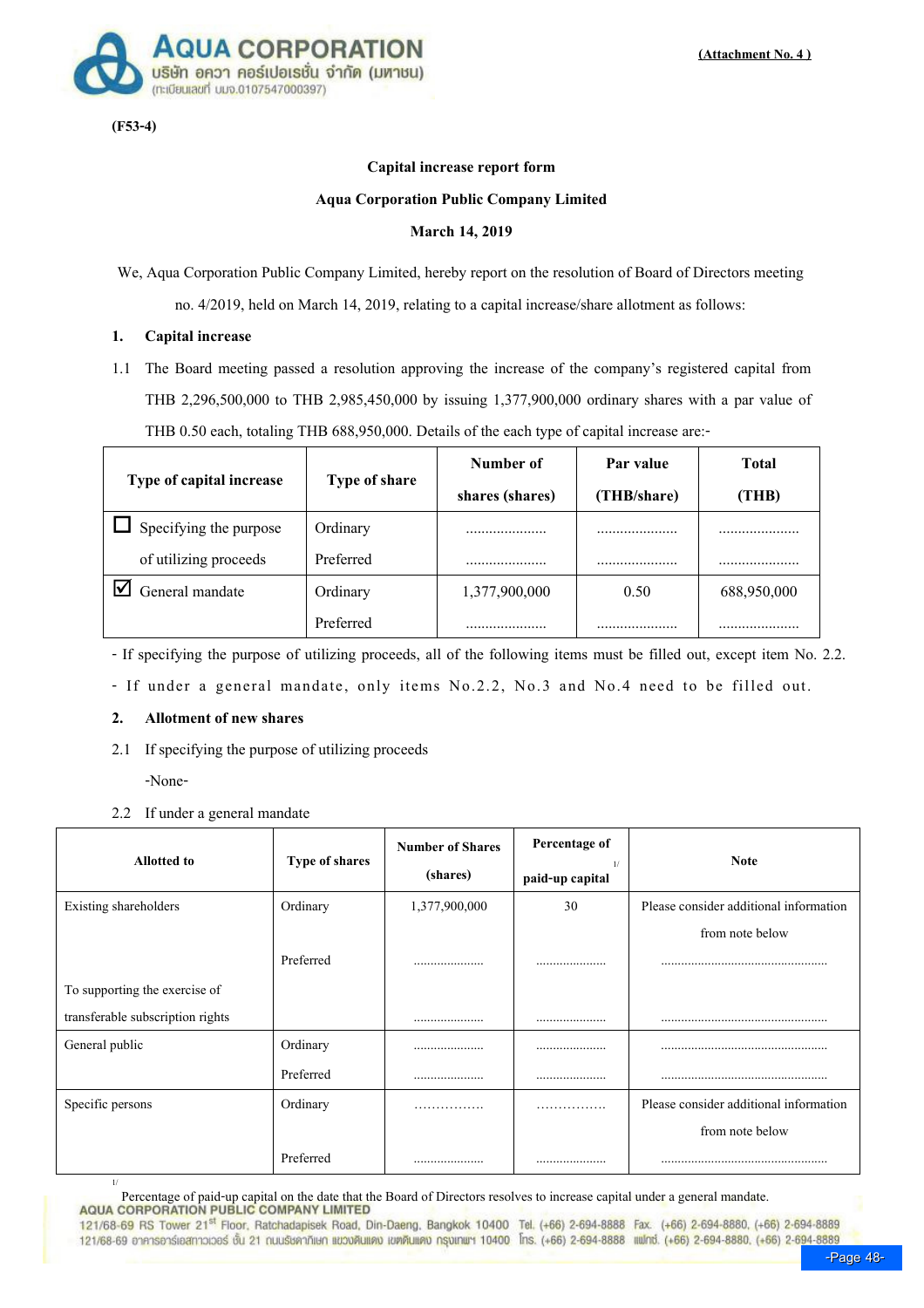(Attachment No. 4 )

(F53-4)

**Capital increase report form**

**Aqua Corporation Public Company Limited**

**March 14, 2019**

We, Aqua Corporation Public Company Limited, hereby report on the resolution of Board of Directors meeting no. 4/2019, held on March 14, 2019, relating to a capital increase/share allotment as follows:

**1. Capital increase**

1.1 The Board meeting passed a resolution approving the increase of the company's registered capital from THB 2,296,500,000 to THB 2,985,450,000 by issuing 1,377,900,000 ordinary shares with a par value of THB 0.50 each, totaling THB 688,950,000. Details of the each type of capital increase are:-

| Type of capital increase | Type of share | Number of shares (shares) | Par value (THB/share) | Total (THB) |
|---|---|---|---|---|
| ☐ Specifying the purpose of utilizing proceeds | Ordinary | ..................... | ..................... | ..................... |
| | Preferred | ..................... | ..................... | ..................... |
| ☑ General mandate | Ordinary | 1,377,900,000 | 0.50 | 688,950,000 |
| | Preferred | ..................... | ..................... | ..................... |

- If specifying the purpose of utilizing proceeds, all of the following items must be filled out, except item No. 2.2.
- If under a general mandate, only items No.2.2, No.3 and No.4 need to be filled out.

**2. Allotment of new shares**

2.1 If specifying the purpose of utilizing proceeds

-None-

2.2 If under a general mandate

| Allotted to | Type of shares | Number of Shares (shares) | Percentage of paid-up capital [1/] | Note |
|---|---|---|---|---|
| Existing shareholders | Ordinary | 1,377,900,000 | 30 | Please consider additional information from note below |
| | Preferred | ..................... | ..................... | ................................................. |
| To supporting the exercise of transferable subscription rights | | ..................... | ..................... | ................................................. |
| General public | Ordinary | ..................... | ..................... | ................................................. |
| | Preferred | ..................... | ..................... | ................................................. |
| Specific persons | Ordinary | ................ | ................ | Please consider additional information from note below |
| | Preferred | ..................... | ..................... | ................................................. |

[1/] Percentage of paid-up capital on the date that the Board of Directors resolves to increase capital under a general mandate.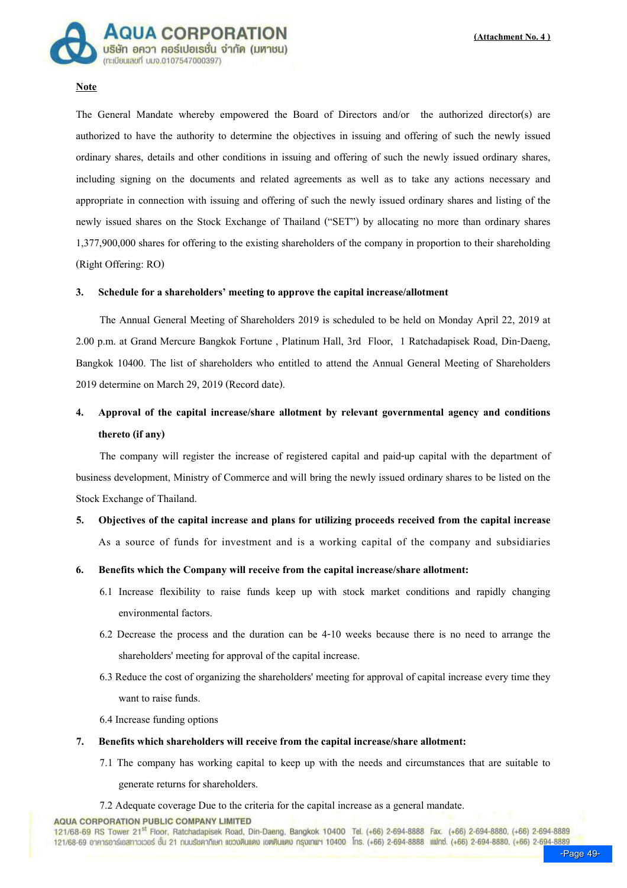**Note**

The General Mandate whereby empowered the Board of Directors and/or the authorized director(s) are authorized to have the authority to determine the objectives in issuing and offering of such the newly issued ordinary shares, details and other conditions in issuing and offering of such the newly issued ordinary shares, including signing on the documents and related agreements as well as to take any actions necessary and appropriate in connection with issuing and offering of such the newly issued ordinary shares and listing of the newly issued shares on the Stock Exchange of Thailand ("SET") by allocating no more than ordinary shares 1,377,900,000 shares for offering to the existing shareholders of the company in proportion to their shareholding (Right Offering: RO)

**3. Schedule for a shareholders' meeting to approve the capital increase/allotment**

The Annual General Meeting of Shareholders 2019 is scheduled to be held on Monday April 22, 2019 at 2.00 p.m. at Grand Mercure Bangkok Fortune , Platinum Hall, 3rd Floor, 1 Ratchadapisek Road, Din-Daeng, Bangkok 10400. The list of shareholders who entitled to attend the Annual General Meeting of Shareholders 2019 determine on March 29, 2019 (Record date).

**4. Approval of the capital increase/share allotment by relevant governmental agency and conditions thereto (if any)**

The company will register the increase of registered capital and paid-up capital with the department of business development, Ministry of Commerce and will bring the newly issued ordinary shares to be listed on the Stock Exchange of Thailand.

**5. Objectives of the capital increase and plans for utilizing proceeds received from the capital increase**

As a source of funds for investment and is a working capital of the company and subsidiaries

**6. Benefits which the Company will receive from the capital increase/share allotment:**

6.1 Increase flexibility to raise funds keep up with stock market conditions and rapidly changing environmental factors.

6.2 Decrease the process and the duration can be 4-10 weeks because there is no need to arrange the shareholders' meeting for approval of the capital increase.

6.3 Reduce the cost of organizing the shareholders' meeting for approval of capital increase every time they want to raise funds.

6.4 Increase funding options

**7. Benefits which shareholders will receive from the capital increase/share allotment:**

7.1 The company has working capital to keep up with the needs and circumstances that are suitable to generate returns for shareholders.

7.2 Adequate coverage Due to the criteria for the capital increase as a general mandate.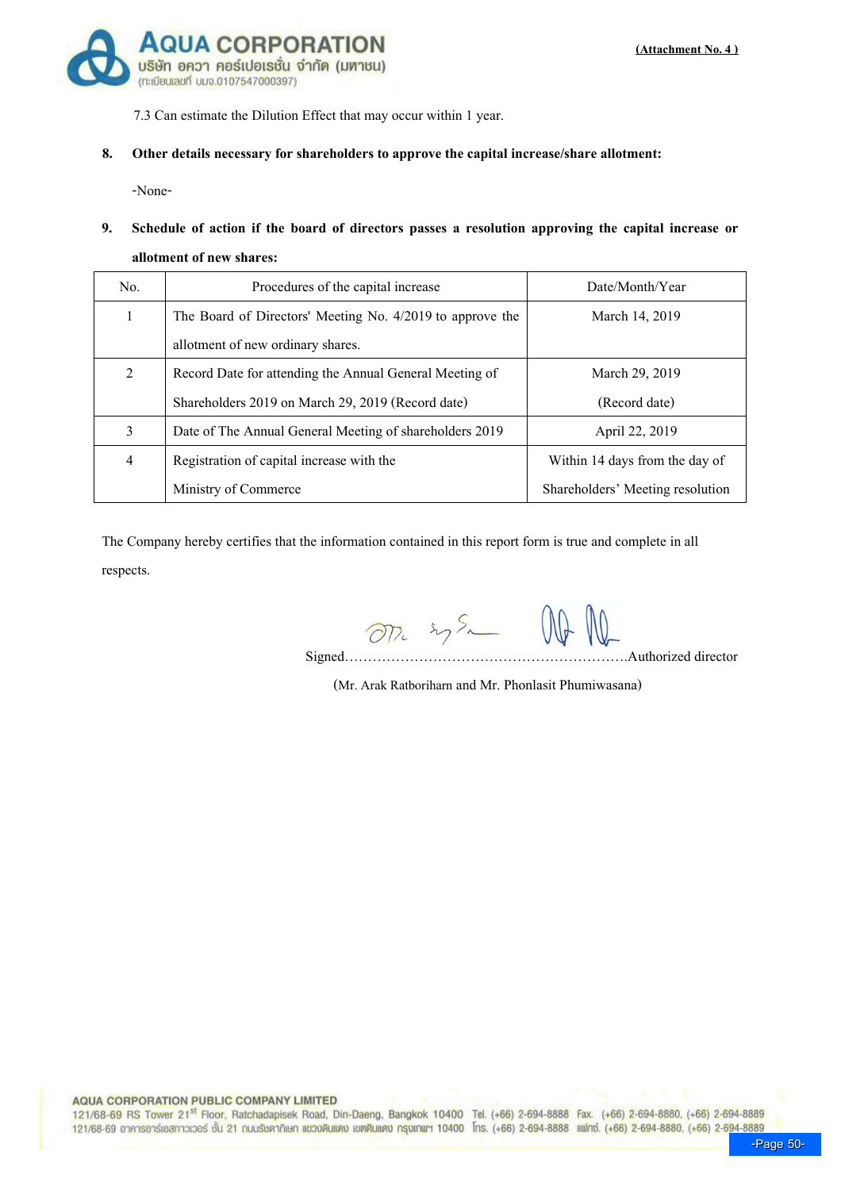(Attachment No. 4 )

7.3 Can estimate the Dilution Effect that may occur within 1 year.

**8. Other details necessary for shareholders to approve the capital increase/share allotment:**

-None-

**9. Schedule of action if the board of directors passes a resolution approving the capital increase or allotment of new shares:**

| No. | Procedures of the capital increase | Date/Month/Year |
|---|---|---|
| 1 | The Board of Directors' Meeting No. 4/2019 to approve the allotment of new ordinary shares. | March 14, 2019 |
| 2 | Record Date for attending the Annual General Meeting of Shareholders 2019 on March 29, 2019 (Record date) | March 29, 2019 (Record date) |
| 3 | Date of The Annual General Meeting of shareholders 2019 | April 22, 2019 |
| 4 | Registration of capital increase with the Ministry of Commerce | Within 14 days from the day of Shareholders' Meeting resolution |

The Company hereby certifies that the information contained in this report form is true and complete in all respects.

Signed…………………………………………………….Authorized director

(Mr. Arak Ratborihарn and Mr. Phonlasit Phumiwasana)